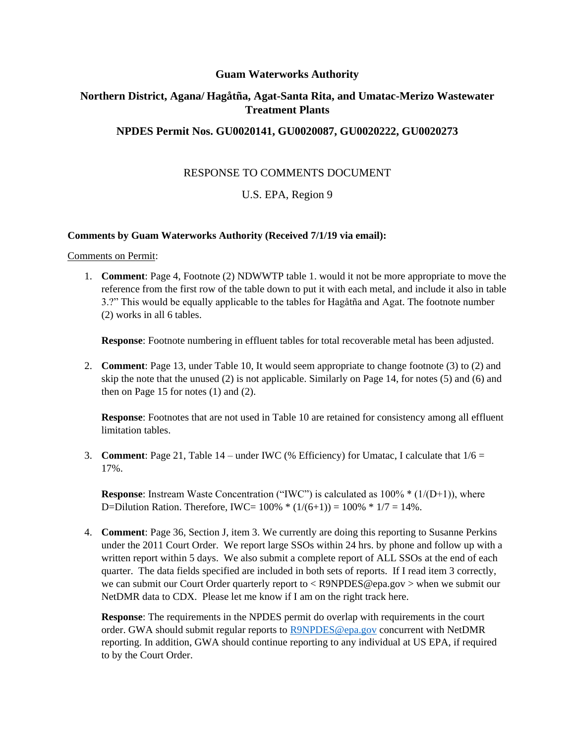# Guam Waterworks Authority

## Northern District, Agana/ Hagåtña, Agat-Santa Rita, and Umatac-Merizo Wastewater Treatment Plants

## NPDES Permit Nos. GU0020141, GU0020087, GU0020222, GU0020273

RESPONSE TO COMMENTS DOCUMENT

U.S. EPA, Region 9

**Comments by Guam Waterworks Authority (Received 7/1/19 via email):**

Comments on Permit:

1. **Comment**: Page 4, Footnote (2) NDWWTP table 1. would it not be more appropriate to move the reference from the first row of the table down to put it with each metal, and include it also in table 3.?" This would be equally applicable to the tables for Hagåtña and Agat. The footnote number (2) works in all 6 tables.

   **Response**: Footnote numbering in effluent tables for total recoverable metal has been adjusted.

2. **Comment**: Page 13, under Table 10, It would seem appropriate to change footnote (3) to (2) and skip the note that the unused (2) is not applicable. Similarly on Page 14, for notes (5) and (6) and then on Page 15 for notes (1) and (2).

   **Response**: Footnotes that are not used in Table 10 are retained for consistency among all effluent limitation tables.

3. **Comment**: Page 21, Table 14 – under IWC (% Efficiency) for Umatac, I calculate that 1/6 = 17%.

   **Response**: Instream Waste Concentration ("IWC") is calculated as $100\% * (1/(D+1))$, where D=Dilution Ration. Therefore, IWC= $100\% * (1/(6+1)) = 100\% * 1/7 = 14\%$.

4. **Comment**: Page 36, Section J, item 3. We currently are doing this reporting to Susanne Perkins under the 2011 Court Order. We report large SSOs within 24 hrs. by phone and follow up with a written report within 5 days. We also submit a complete report of ALL SSOs at the end of each quarter. The data fields specified are included in both sets of reports. If I read item 3 correctly, we can submit our Court Order quarterly report to < R9NPDES@epa.gov > when we submit our NetDMR data to CDX. Please let me know if I am on the right track here.

   **Response**: The requirements in the NPDES permit do overlap with requirements in the court order. GWA should submit regular reports to R9NPDES@epa.gov concurrent with NetDMR reporting. In addition, GWA should continue reporting to any individual at US EPA, if required to by the Court Order.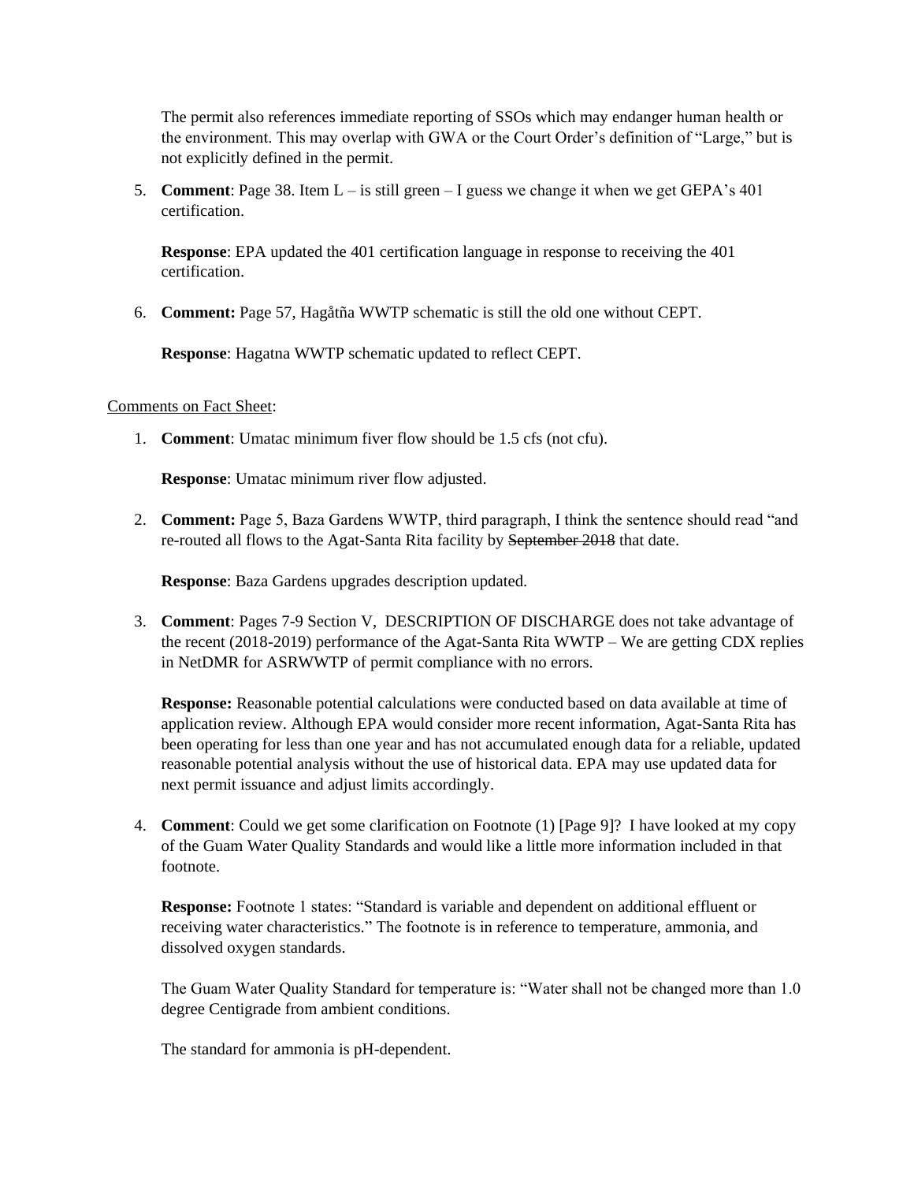The permit also references immediate reporting of SSOs which may endanger human health or the environment. This may overlap with GWA or the Court Order's definition of "Large," but is not explicitly defined in the permit.

5. **Comment**: Page 38. Item L – is still green – I guess we change it when we get GEPA's 401 certification.

   **Response**: EPA updated the 401 certification language in response to receiving the 401 certification.

6. **Comment:** Page 57, Hagåtña WWTP schematic is still the old one without CEPT.

   **Response**: Hagatna WWTP schematic updated to reflect CEPT.

Comments on Fact Sheet:

1. **Comment**: Umatac minimum fiver flow should be 1.5 cfs (not cfu).

   **Response**: Umatac minimum river flow adjusted.

2. **Comment:** Page 5, Baza Gardens WWTP, third paragraph, I think the sentence should read "and re-routed all flows to the Agat-Santa Rita facility by ~~September 2018~~ that date.

   **Response**: Baza Gardens upgrades description updated.

3. **Comment**: Pages 7-9 Section V, DESCRIPTION OF DISCHARGE does not take advantage of the recent (2018-2019) performance of the Agat-Santa Rita WWTP – We are getting CDX replies in NetDMR for ASRWWTP of permit compliance with no errors.

   **Response:** Reasonable potential calculations were conducted based on data available at time of application review. Although EPA would consider more recent information, Agat-Santa Rita has been operating for less than one year and has not accumulated enough data for a reliable, updated reasonable potential analysis without the use of historical data. EPA may use updated data for next permit issuance and adjust limits accordingly.

4. **Comment**: Could we get some clarification on Footnote (1) [Page 9]? I have looked at my copy of the Guam Water Quality Standards and would like a little more information included in that footnote.

   **Response:** Footnote 1 states: "Standard is variable and dependent on additional effluent or receiving water characteristics." The footnote is in reference to temperature, ammonia, and dissolved oxygen standards.

   The Guam Water Quality Standard for temperature is: "Water shall not be changed more than 1.0 degree Centigrade from ambient conditions.

   The standard for ammonia is pH-dependent.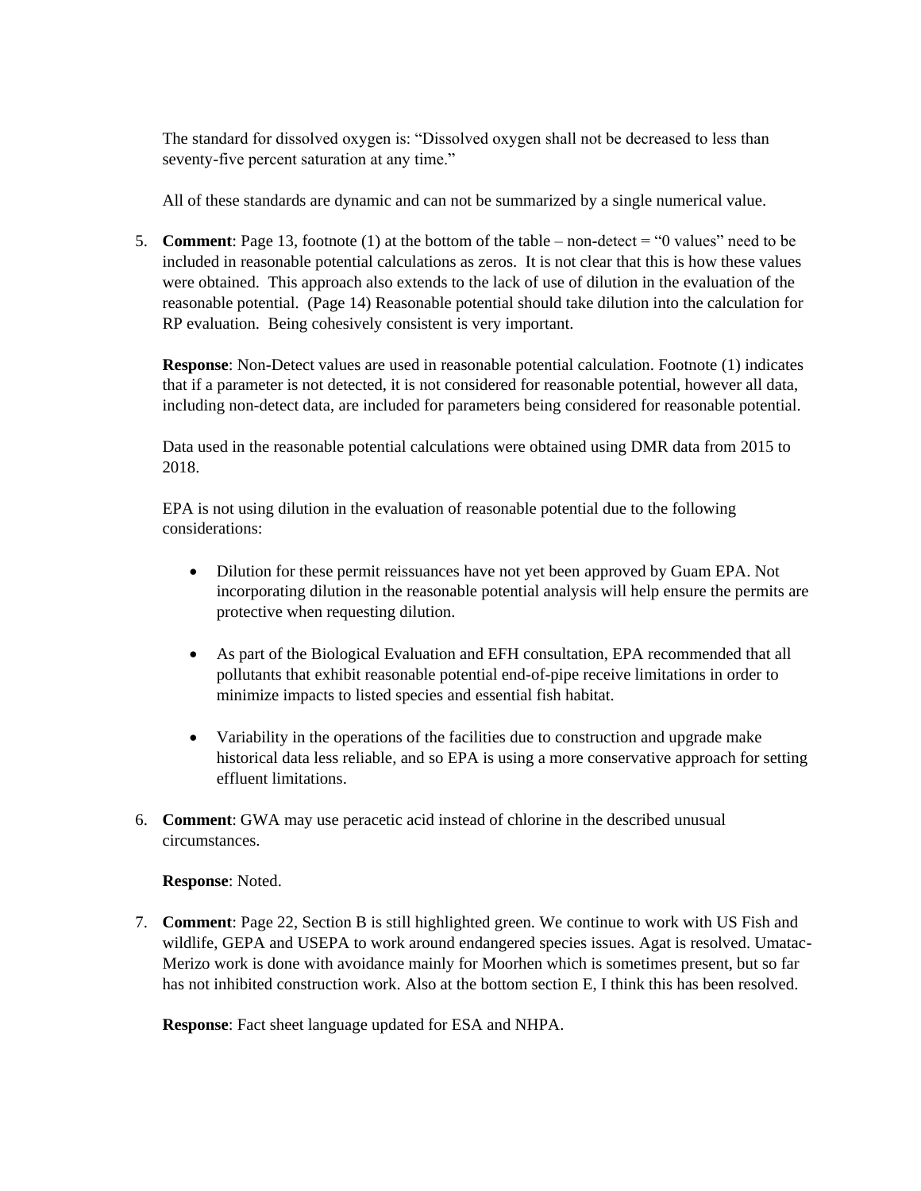The standard for dissolved oxygen is: "Dissolved oxygen shall not be decreased to less than seventy-five percent saturation at any time."

All of these standards are dynamic and can not be summarized by a single numerical value.

5. **Comment**: Page 13, footnote (1) at the bottom of the table – non-detect = "0 values" need to be included in reasonable potential calculations as zeros. It is not clear that this is how these values were obtained. This approach also extends to the lack of use of dilution in the evaluation of the reasonable potential. (Page 14) Reasonable potential should take dilution into the calculation for RP evaluation. Being cohesively consistent is very important.

   **Response**: Non-Detect values are used in reasonable potential calculation. Footnote (1) indicates that if a parameter is not detected, it is not considered for reasonable potential, however all data, including non-detect data, are included for parameters being considered for reasonable potential.

   Data used in the reasonable potential calculations were obtained using DMR data from 2015 to 2018.

   EPA is not using dilution in the evaluation of reasonable potential due to the following considerations:

   - Dilution for these permit reissuances have not yet been approved by Guam EPA. Not incorporating dilution in the reasonable potential analysis will help ensure the permits are protective when requesting dilution.

   - As part of the Biological Evaluation and EFH consultation, EPA recommended that all pollutants that exhibit reasonable potential end-of-pipe receive limitations in order to minimize impacts to listed species and essential fish habitat.

   - Variability in the operations of the facilities due to construction and upgrade make historical data less reliable, and so EPA is using a more conservative approach for setting effluent limitations.

6. **Comment**: GWA may use peracetic acid instead of chlorine in the described unusual circumstances.

   **Response**: Noted.

7. **Comment**: Page 22, Section B is still highlighted green. We continue to work with US Fish and wildlife, GEPA and USEPA to work around endangered species issues. Agat is resolved. Umatac-Merizo work is done with avoidance mainly for Moorhen which is sometimes present, but so far has not inhibited construction work. Also at the bottom section E, I think this has been resolved.

   **Response**: Fact sheet language updated for ESA and NHPA.